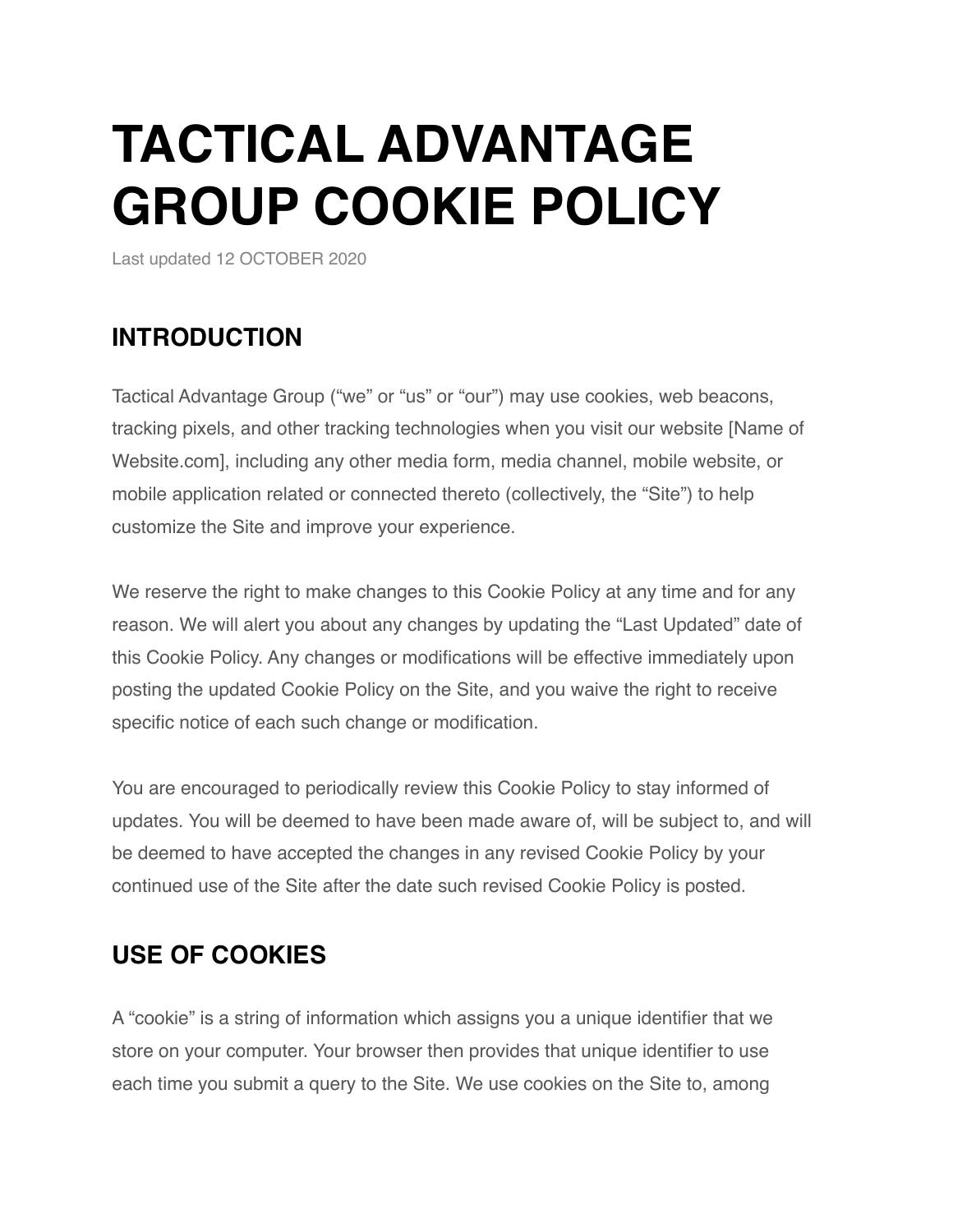# TACTICAL ADVANTAGE GROUP COOKIE POLICY

Last updated 12 OCTOBER 2020

## INTRODUCTION

Tactical Advantage Group ("we" or "us" or "our") may use cookies, web beacons, tracking pixels, and other tracking technologies when you visit our website [Name of Website.com], including any other media form, media channel, mobile website, or mobile application related or connected thereto (collectively, the "Site") to help customize the Site and improve your experience.

We reserve the right to make changes to this Cookie Policy at any time and for any reason. We will alert you about any changes by updating the "Last Updated" date of this Cookie Policy. Any changes or modifications will be effective immediately upon posting the updated Cookie Policy on the Site, and you waive the right to receive specific notice of each such change or modification.

You are encouraged to periodically review this Cookie Policy to stay informed of updates. You will be deemed to have been made aware of, will be subject to, and will be deemed to have accepted the changes in any revised Cookie Policy by your continued use of the Site after the date such revised Cookie Policy is posted.

## USE OF COOKIES

A "cookie" is a string of information which assigns you a unique identifier that we store on your computer. Your browser then provides that unique identifier to use each time you submit a query to the Site. We use cookies on the Site to, among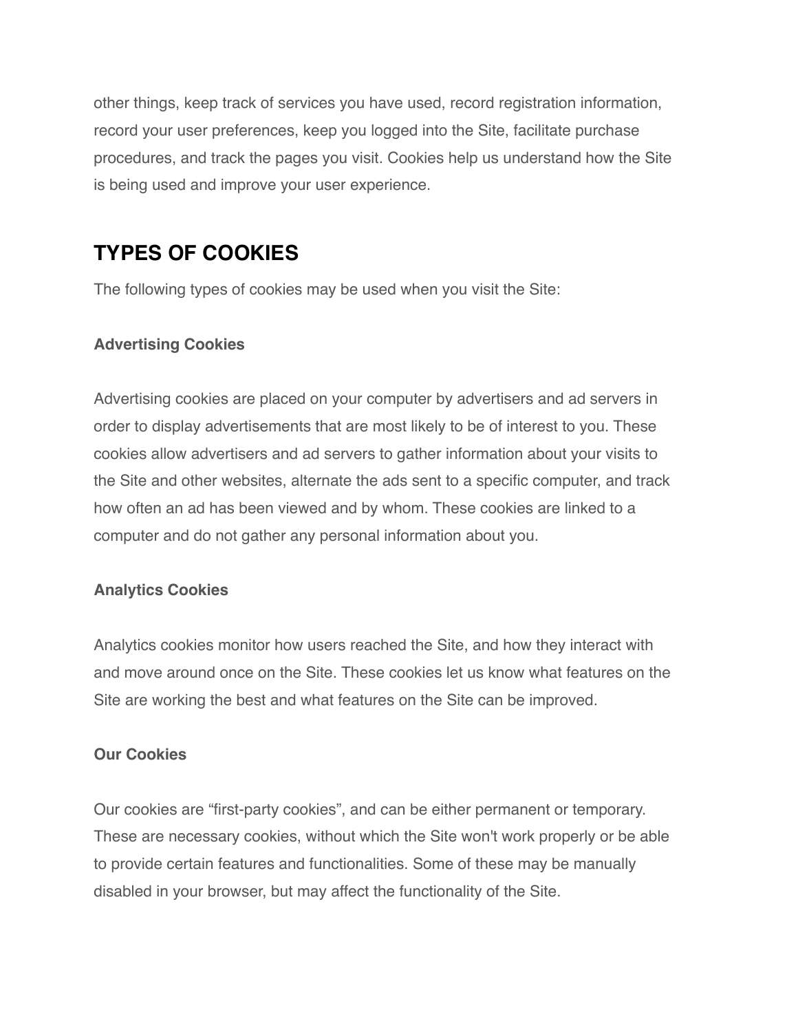other things, keep track of services you have used, record registration information, record your user preferences, keep you logged into the Site, facilitate purchase procedures, and track the pages you visit. Cookies help us understand how the Site is being used and improve your user experience.

## TYPES OF COOKIES

The following types of cookies may be used when you visit the Site:

**Advertising Cookies**

Advertising cookies are placed on your computer by advertisers and ad servers in order to display advertisements that are most likely to be of interest to you. These cookies allow advertisers and ad servers to gather information about your visits to the Site and other websites, alternate the ads sent to a specific computer, and track how often an ad has been viewed and by whom. These cookies are linked to a computer and do not gather any personal information about you.

**Analytics Cookies**

Analytics cookies monitor how users reached the Site, and how they interact with and move around once on the Site. These cookies let us know what features on the Site are working the best and what features on the Site can be improved.

**Our Cookies**

Our cookies are “first-party cookies”, and can be either permanent or temporary. These are necessary cookies, without which the Site won't work properly or be able to provide certain features and functionalities. Some of these may be manually disabled in your browser, but may affect the functionality of the Site.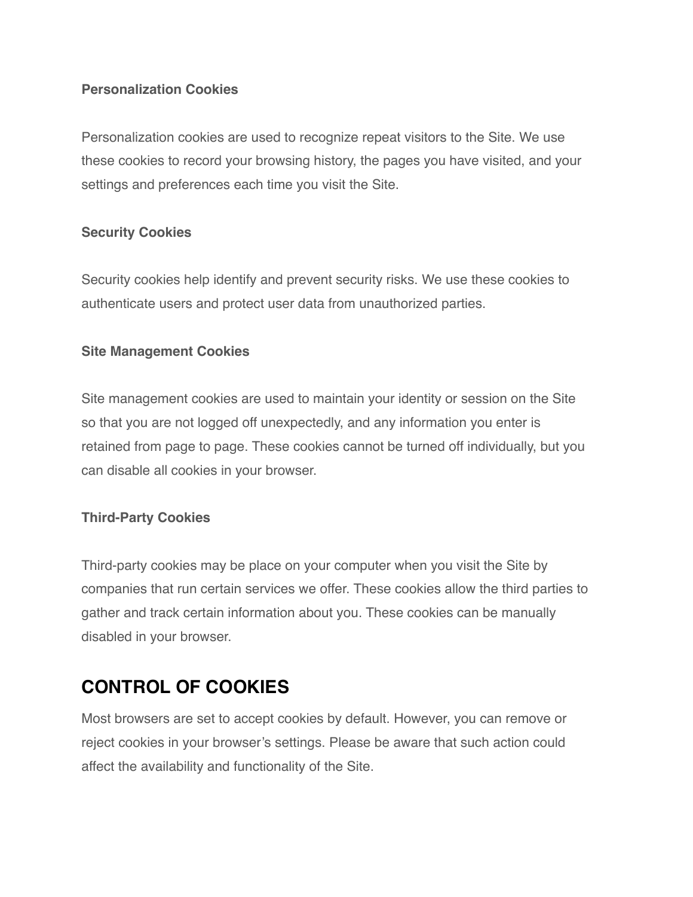**Personalization Cookies**

Personalization cookies are used to recognize repeat visitors to the Site. We use these cookies to record your browsing history, the pages you have visited, and your settings and preferences each time you visit the Site.

**Security Cookies**

Security cookies help identify and prevent security risks. We use these cookies to authenticate users and protect user data from unauthorized parties.

**Site Management Cookies**

Site management cookies are used to maintain your identity or session on the Site so that you are not logged off unexpectedly, and any information you enter is retained from page to page. These cookies cannot be turned off individually, but you can disable all cookies in your browser.

**Third-Party Cookies**

Third-party cookies may be place on your computer when you visit the Site by companies that run certain services we offer. These cookies allow the third parties to gather and track certain information about you. These cookies can be manually disabled in your browser.

## CONTROL OF COOKIES

Most browsers are set to accept cookies by default. However, you can remove or reject cookies in your browser's settings. Please be aware that such action could affect the availability and functionality of the Site.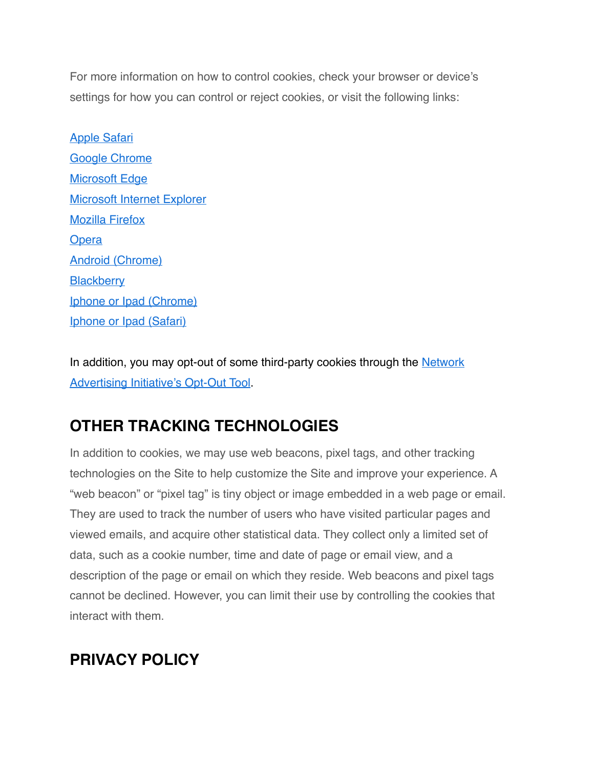For more information on how to control cookies, check your browser or device's settings for how you can control or reject cookies, or visit the following links:

Apple Safari
Google Chrome
Microsoft Edge
Microsoft Internet Explorer
Mozilla Firefox
Opera
Android (Chrome)
Blackberry
Iphone or Ipad (Chrome)
Iphone or Ipad (Safari)

In addition, you may opt-out of some third-party cookies through the Network Advertising Initiative's Opt-Out Tool.

## OTHER TRACKING TECHNOLOGIES

In addition to cookies, we may use web beacons, pixel tags, and other tracking technologies on the Site to help customize the Site and improve your experience. A "web beacon" or "pixel tag" is tiny object or image embedded in a web page or email. They are used to track the number of users who have visited particular pages and viewed emails, and acquire other statistical data. They collect only a limited set of data, such as a cookie number, time and date of page or email view, and a description of the page or email on which they reside. Web beacons and pixel tags cannot be declined. However, you can limit their use by controlling the cookies that interact with them.

## PRIVACY POLICY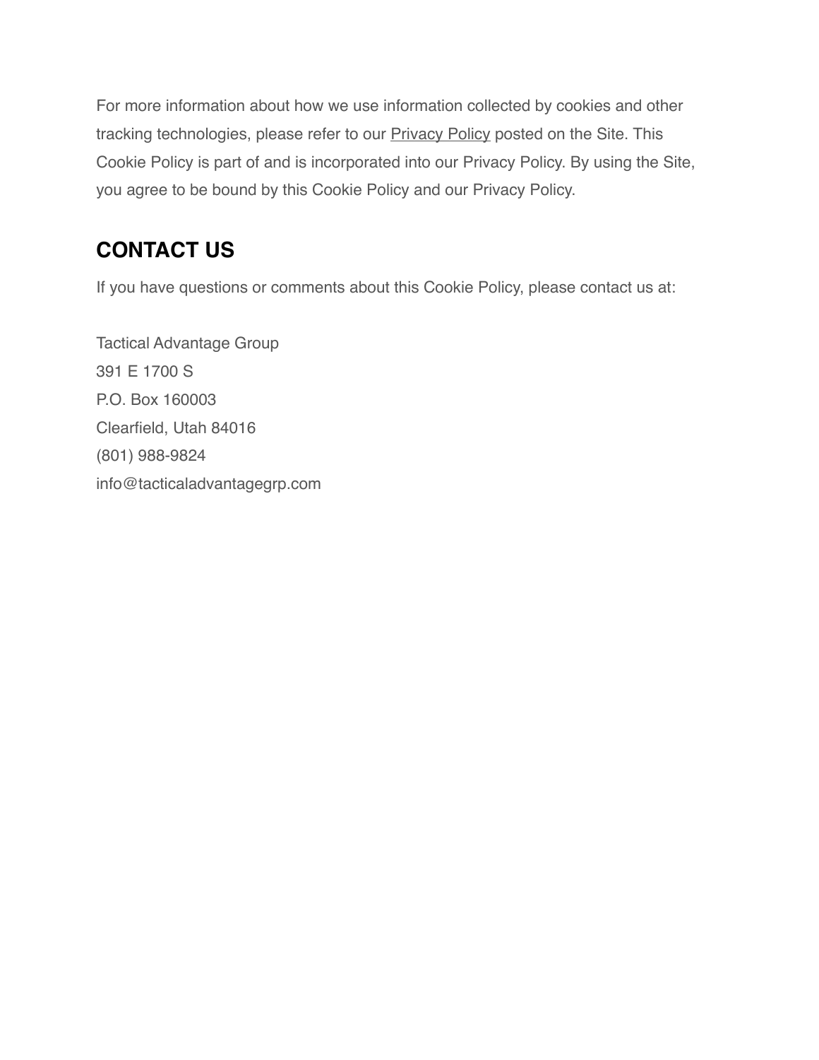For more information about how we use information collected by cookies and other tracking technologies, please refer to our Privacy Policy posted on the Site. This Cookie Policy is part of and is incorporated into our Privacy Policy. By using the Site, you agree to be bound by this Cookie Policy and our Privacy Policy.

## CONTACT US

If you have questions or comments about this Cookie Policy, please contact us at:

Tactical Advantage Group
391 E 1700 S
P.O. Box 160003
Clearfield, Utah 84016
(801) 988-9824
info@tacticaladvantagegrp.com